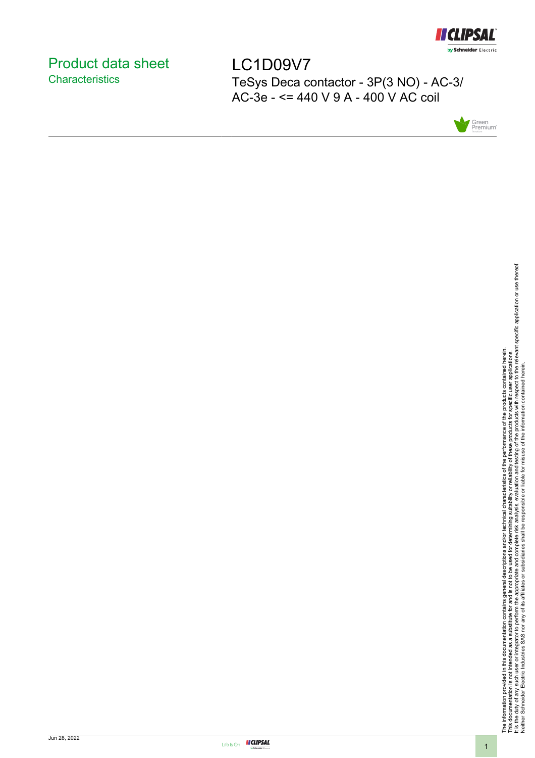# Product data sheet
## Characteristics

# LC1D09V7

TeSys Deca contactor - 3P(3 NO) - AC-3/ AC-3e - <= 440 V 9 A - 400 V AC coil

The information provided in this documentation contains general descriptions and/or technical characteristics of the performance of the products contained herein.
This documentation is not intended as a substitute for and is not to be used for determining suitability or reliability of these products for specific user applications.
It is the duty of any such user or integrator to perform the appropriate and complete risk analysis, evaluation and testing of the products with respect to the relevant specific application or use thereof.
Neither Schneider Electric Industries SAS nor any of its affiliates or subsidiaries shall be responsible or liable for misuse of the information contained herein.

Jun 28, 2022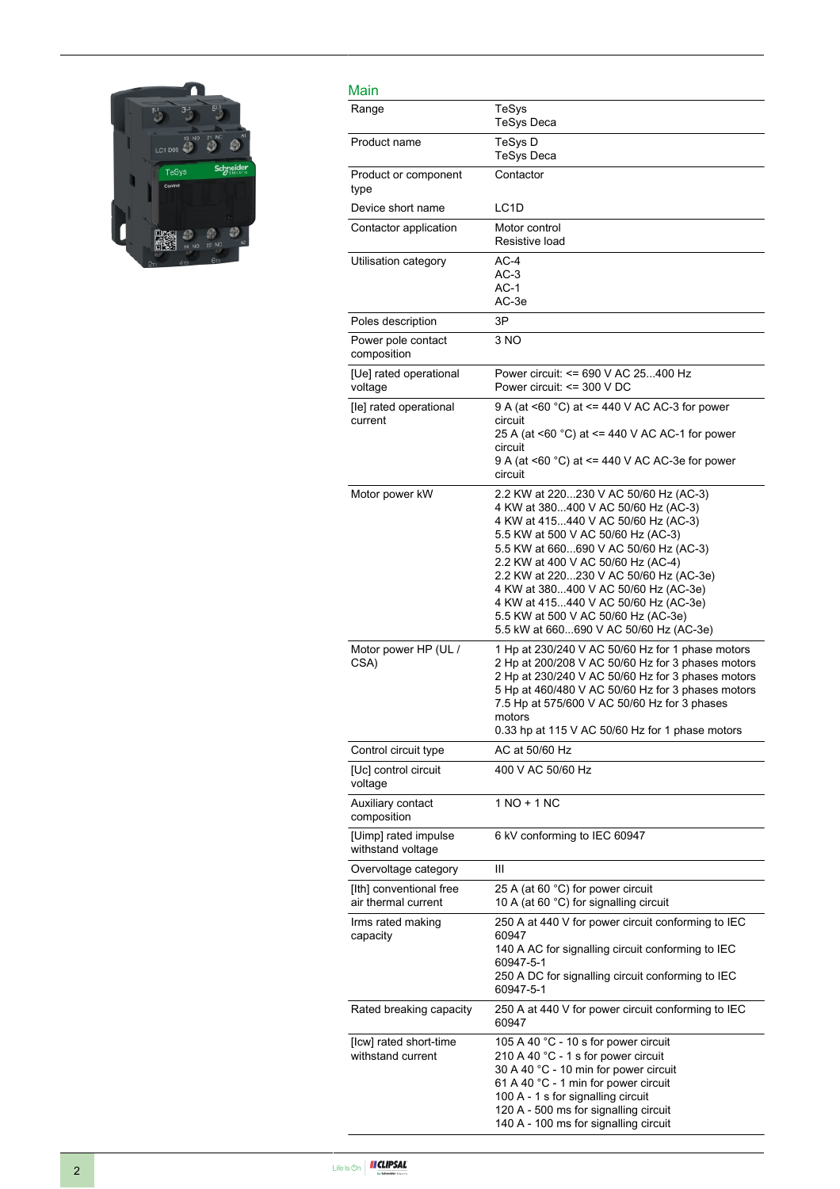## Main

| | |
|---|---|
| Range | TeSys<br>TeSys Deca |
| Product name | TeSys D<br>TeSys Deca |
| Product or component type | Contactor |
| Device short name | LC1D |
| Contactor application | Motor control<br>Resistive load |
| Utilisation category | AC-4<br>AC-3<br>AC-1<br>AC-3e |
| Poles description | 3P |
| Power pole contact composition | 3 NO |
| [Ue] rated operational voltage | Power circuit: <= 690 V AC 25...400 Hz<br>Power circuit: <= 300 V DC |
| [Ie] rated operational current | 9 A (at <60 °C) at <= 440 V AC AC-3 for power circuit<br>25 A (at <60 °C) at <= 440 V AC AC-1 for power circuit<br>9 A (at <60 °C) at <= 440 V AC AC-3e for power circuit |
| Motor power kW | 2.2 KW at 220...230 V AC 50/60 Hz (AC-3)<br>4 KW at 380...400 V AC 50/60 Hz (AC-3)<br>4 KW at 415...440 V AC 50/60 Hz (AC-3)<br>5.5 KW at 500 V AC 50/60 Hz (AC-3)<br>5.5 KW at 660...690 V AC 50/60 Hz (AC-3)<br>2.2 KW at 400 V AC 50/60 Hz (AC-4)<br>2.2 KW at 220...230 V AC 50/60 Hz (AC-3e)<br>4 KW at 380...400 V AC 50/60 Hz (AC-3e)<br>4 KW at 415...440 V AC 50/60 Hz (AC-3e)<br>5.5 KW at 500 V AC 50/60 Hz (AC-3e)<br>5.5 kW at 660...690 V AC 50/60 Hz (AC-3e) |
| Motor power HP (UL / CSA) | 1 Hp at 230/240 V AC 50/60 Hz for 1 phase motors<br>2 Hp at 200/208 V AC 50/60 Hz for 3 phases motors<br>2 Hp at 230/240 V AC 50/60 Hz for 3 phases motors<br>5 Hp at 460/480 V AC 50/60 Hz for 3 phases motors<br>7.5 Hp at 575/600 V AC 50/60 Hz for 3 phases motors<br>0.33 hp at 115 V AC 50/60 Hz for 1 phase motors |
| Control circuit type | AC at 50/60 Hz |
| [Uc] control circuit voltage | 400 V AC 50/60 Hz |
| Auxiliary contact composition | 1 NO + 1 NC |
| [Uimp] rated impulse withstand voltage | 6 kV conforming to IEC 60947 |
| Overvoltage category | III |
| [Ith] conventional free air thermal current | 25 A (at 60 °C) for power circuit<br>10 A (at 60 °C) for signalling circuit |
| Irms rated making capacity | 250 A at 440 V for power circuit conforming to IEC 60947<br>140 A AC for signalling circuit conforming to IEC 60947-5-1<br>250 A DC for signalling circuit conforming to IEC 60947-5-1 |
| Rated breaking capacity | 250 A at 440 V for power circuit conforming to IEC 60947 |
| [Icw] rated short-time withstand current | 105 A 40 °C - 10 s for power circuit<br>210 A 40 °C - 1 s for power circuit<br>30 A 40 °C - 10 min for power circuit<br>61 A 40 °C - 1 min for power circuit<br>100 A - 1 s for signalling circuit<br>120 A - 500 ms for signalling circuit<br>140 A - 100 ms for signalling circuit |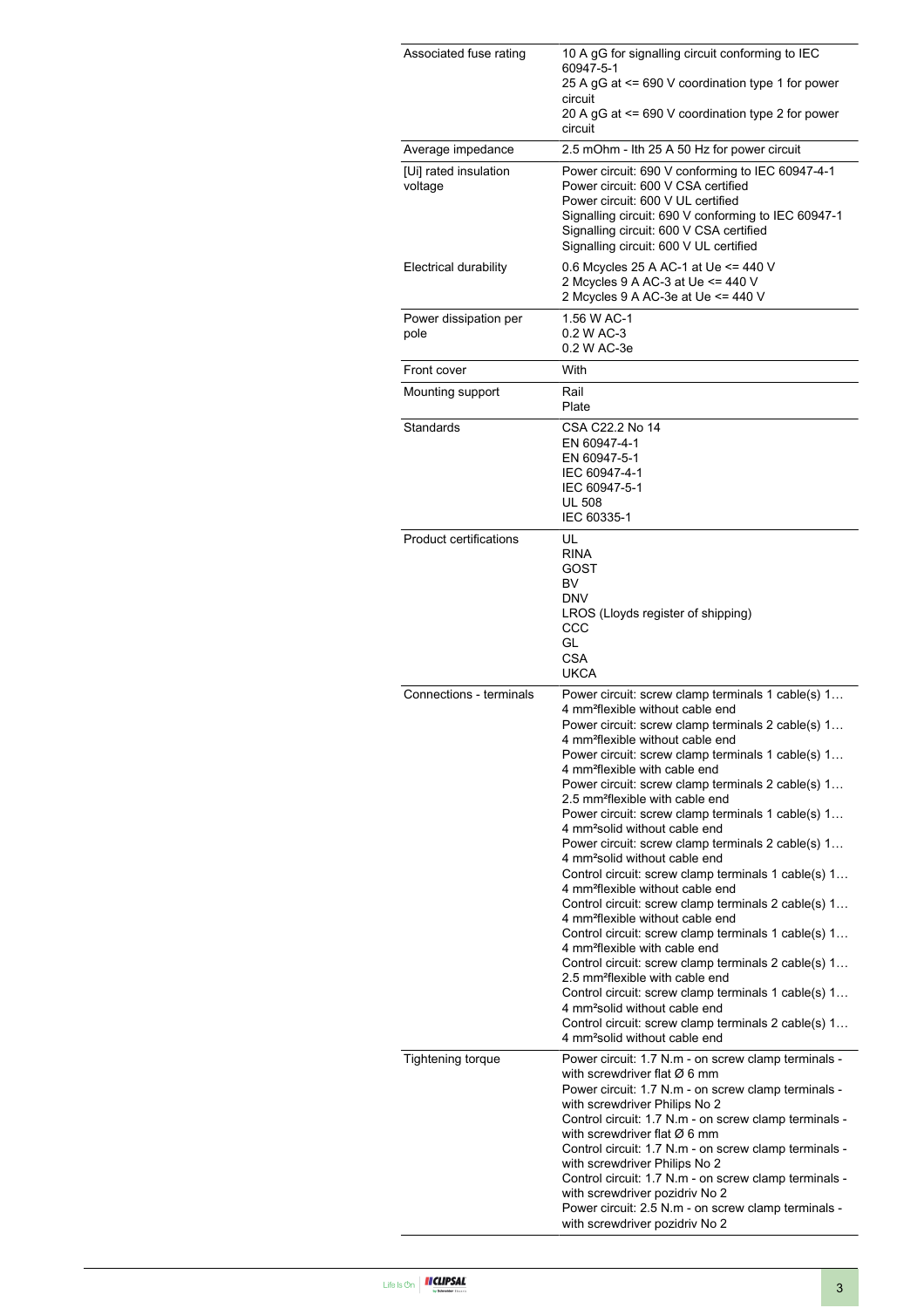| | |
|---|---|
| Associated fuse rating | 10 A gG for signalling circuit conforming to IEC 60947-5-1<br>25 A gG at <= 690 V coordination type 1 for power circuit<br>20 A gG at <= 690 V coordination type 2 for power circuit |
| Average impedance | 2.5 mOhm - Ith 25 A 50 Hz for power circuit |
| [Ui] rated insulation voltage | Power circuit: 690 V conforming to IEC 60947-4-1<br>Power circuit: 600 V CSA certified<br>Power circuit: 600 V UL certified<br>Signalling circuit: 690 V conforming to IEC 60947-1<br>Signalling circuit: 600 V CSA certified<br>Signalling circuit: 600 V UL certified |
| Electrical durability | 0.6 Mcycles 25 A AC-1 at Ue <= 440 V<br>2 Mcycles 9 A AC-3 at Ue <= 440 V<br>2 Mcycles 9 A AC-3e at Ue <= 440 V |
| Power dissipation per pole | 1.56 W AC-1<br>0.2 W AC-3<br>0.2 W AC-3e |
| Front cover | With |
| Mounting support | Rail<br>Plate |
| Standards | CSA C22.2 No 14<br>EN 60947-4-1<br>EN 60947-5-1<br>IEC 60947-4-1<br>IEC 60947-5-1<br>UL 508<br>IEC 60335-1 |
| Product certifications | UL<br>RINA<br>GOST<br>BV<br>DNV<br>LROS (Lloyds register of shipping)<br>CCC<br>GL<br>CSA<br>UKCA |
| Connections - terminals | Power circuit: screw clamp terminals 1 cable(s) 1…4 mm²flexible without cable end<br>Power circuit: screw clamp terminals 2 cable(s) 1…4 mm²flexible without cable end<br>Power circuit: screw clamp terminals 1 cable(s) 1…4 mm²flexible with cable end<br>Power circuit: screw clamp terminals 2 cable(s) 1…2.5 mm²flexible with cable end<br>Power circuit: screw clamp terminals 1 cable(s) 1…4 mm²solid without cable end<br>Power circuit: screw clamp terminals 2 cable(s) 1…4 mm²solid without cable end<br>Control circuit: screw clamp terminals 1 cable(s) 1…4 mm²flexible without cable end<br>Control circuit: screw clamp terminals 2 cable(s) 1…4 mm²flexible without cable end<br>Control circuit: screw clamp terminals 1 cable(s) 1…4 mm²flexible with cable end<br>Control circuit: screw clamp terminals 2 cable(s) 1…2.5 mm²flexible with cable end<br>Control circuit: screw clamp terminals 1 cable(s) 1…4 mm²solid without cable end<br>Control circuit: screw clamp terminals 2 cable(s) 1…4 mm²solid without cable end |
| Tightening torque | Power circuit: 1.7 N.m - on screw clamp terminals - with screwdriver flat Ø 6 mm<br>Power circuit: 1.7 N.m - on screw clamp terminals - with screwdriver Philips No 2<br>Control circuit: 1.7 N.m - on screw clamp terminals - with screwdriver flat Ø 6 mm<br>Control circuit: 1.7 N.m - on screw clamp terminals - with screwdriver Philips No 2<br>Control circuit: 1.7 N.m - on screw clamp terminals - with screwdriver pozidriv No 2<br>Power circuit: 2.5 N.m - on screw clamp terminals - with screwdriver pozidriv No 2 |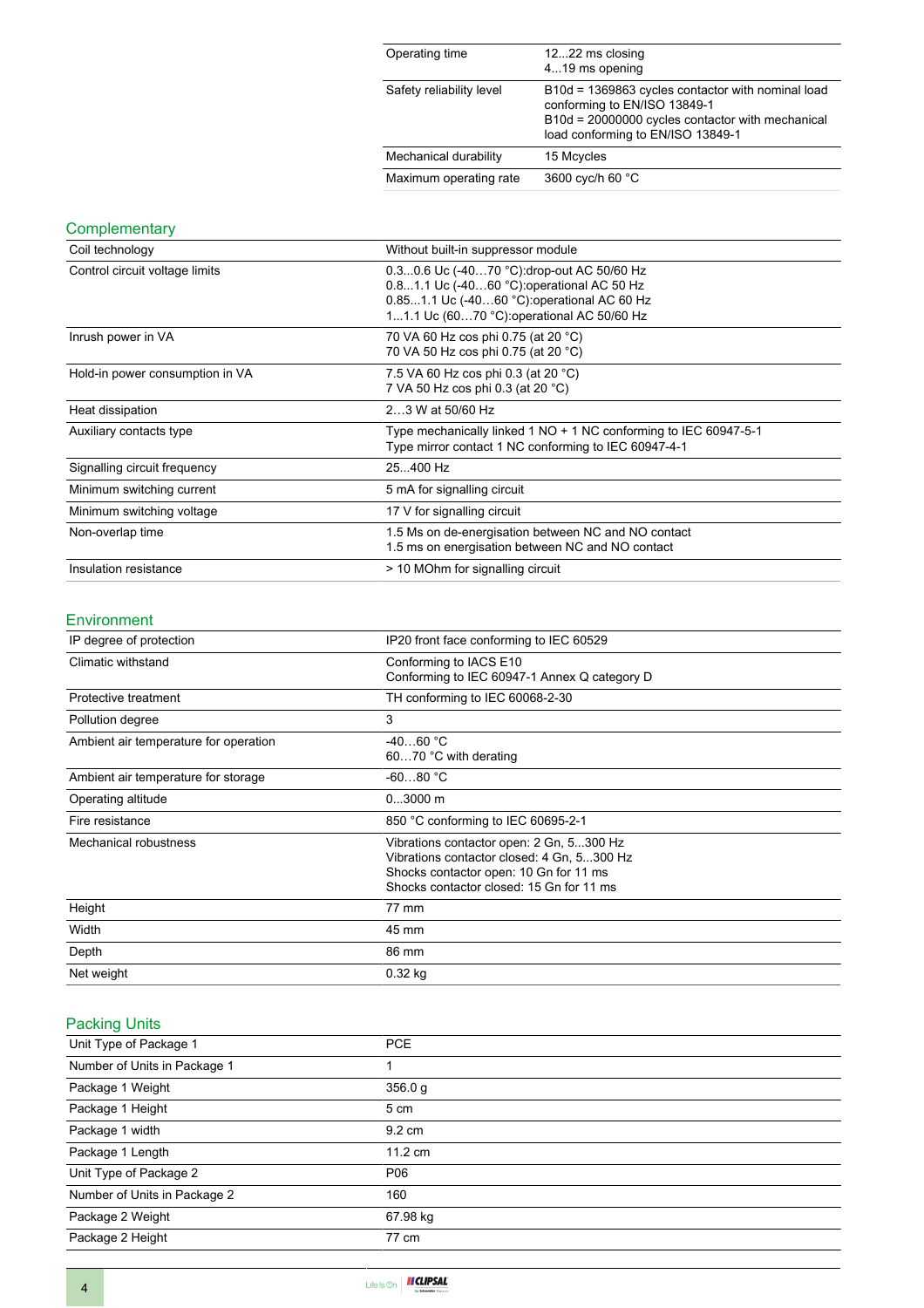| | |
|---|---|
| Operating time | 12...22 ms closing<br>4...19 ms opening |
| Safety reliability level | B10d = 1369863 cycles contactor with nominal load conforming to EN/ISO 13849-1<br>B10d = 20000000 cycles contactor with mechanical load conforming to EN/ISO 13849-1 |
| Mechanical durability | 15 Mcycles |
| Maximum operating rate | 3600 cyc/h 60 °C |

## Complementary

| | |
|---|---|
| Coil technology | Without built-in suppressor module |
| Control circuit voltage limits | 0.3...0.6 Uc (-40…70 °C):drop-out AC 50/60 Hz<br>0.8...1.1 Uc (-40…60 °C):operational AC 50 Hz<br>0.85...1.1 Uc (-40…60 °C):operational AC 60 Hz<br>1...1.1 Uc (60…70 °C):operational AC 50/60 Hz |
| Inrush power in VA | 70 VA 60 Hz cos phi 0.75 (at 20 °C)<br>70 VA 50 Hz cos phi 0.75 (at 20 °C) |
| Hold-in power consumption in VA | 7.5 VA 60 Hz cos phi 0.3 (at 20 °C)<br>7 VA 50 Hz cos phi 0.3 (at 20 °C) |
| Heat dissipation | 2…3 W at 50/60 Hz |
| Auxiliary contacts type | Type mechanically linked 1 NO + 1 NC conforming to IEC 60947-5-1<br>Type mirror contact 1 NC conforming to IEC 60947-4-1 |
| Signalling circuit frequency | 25...400 Hz |
| Minimum switching current | 5 mA for signalling circuit |
| Minimum switching voltage | 17 V for signalling circuit |
| Non-overlap time | 1.5 Ms on de-energisation between NC and NO contact<br>1.5 ms on energisation between NC and NO contact |
| Insulation resistance | > 10 MOhm for signalling circuit |

## Environment

| | |
|---|---|
| IP degree of protection | IP20 front face conforming to IEC 60529 |
| Climatic withstand | Conforming to IACS E10<br>Conforming to IEC 60947-1 Annex Q category D |
| Protective treatment | TH conforming to IEC 60068-2-30 |
| Pollution degree | 3 |
| Ambient air temperature for operation | -40…60 °C<br>60…70 °C with derating |
| Ambient air temperature for storage | -60...80 °C |
| Operating altitude | 0...3000 m |
| Fire resistance | 850 °C conforming to IEC 60695-2-1 |
| Mechanical robustness | Vibrations contactor open: 2 Gn, 5...300 Hz<br>Vibrations contactor closed: 4 Gn, 5...300 Hz<br>Shocks contactor open: 10 Gn for 11 ms<br>Shocks contactor closed: 15 Gn for 11 ms |
| Height | 77 mm |
| Width | 45 mm |
| Depth | 86 mm |
| Net weight | 0.32 kg |

## Packing Units

| | |
|---|---|
| Unit Type of Package 1 | PCE |
| Number of Units in Package 1 | 1 |
| Package 1 Weight | 356.0 g |
| Package 1 Height | 5 cm |
| Package 1 width | 9.2 cm |
| Package 1 Length | 11.2 cm |
| Unit Type of Package 2 | P06 |
| Number of Units in Package 2 | 160 |
| Package 2 Weight | 67.98 kg |
| Package 2 Height | 77 cm |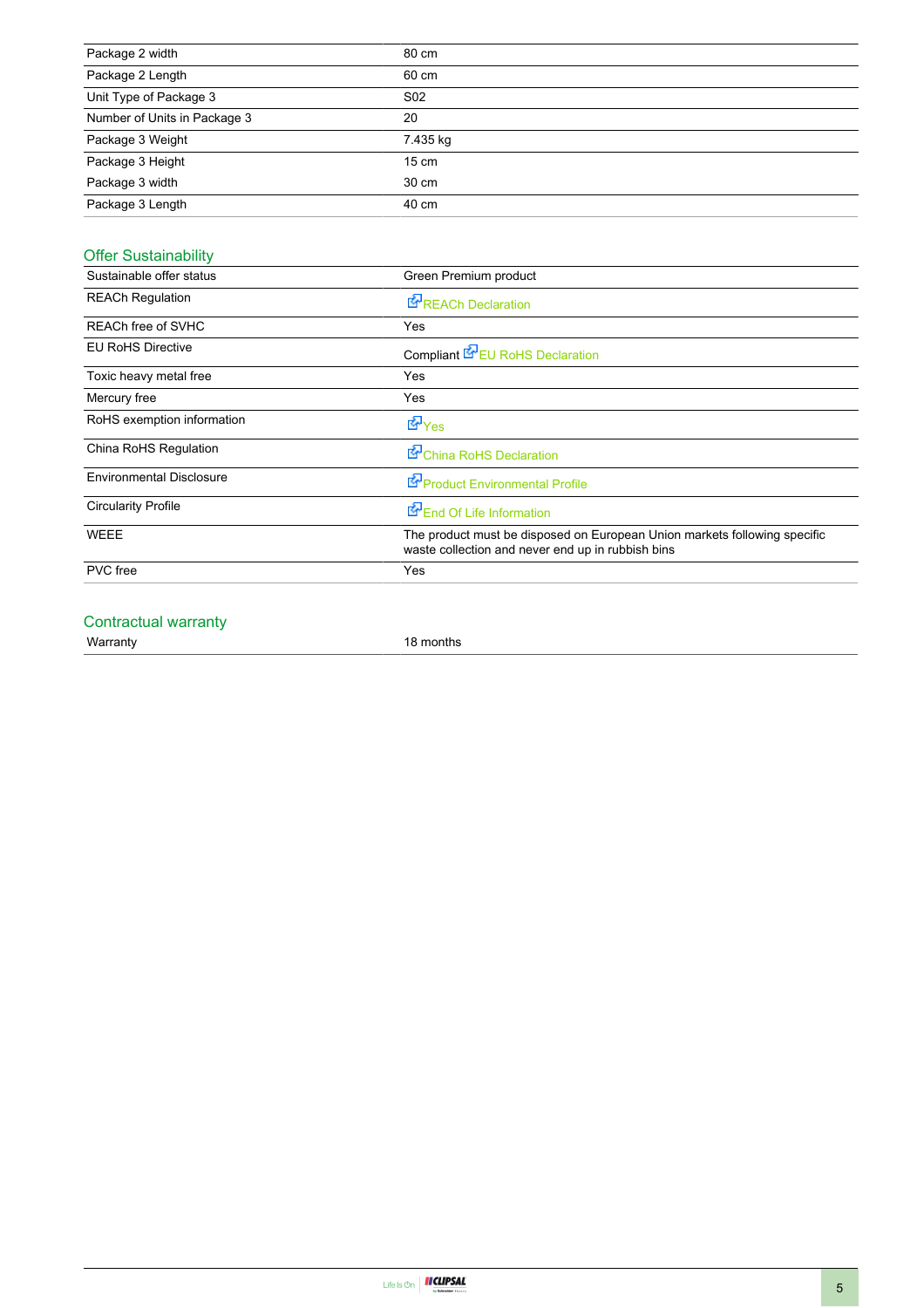| | |
|---|---|
| Package 2 width | 80 cm |
| Package 2 Length | 60 cm |
| Unit Type of Package 3 | S02 |
| Number of Units in Package 3 | 20 |
| Package 3 Weight | 7.435 kg |
| Package 3 Height | 15 cm |
| Package 3 width | 30 cm |
| Package 3 Length | 40 cm |

## Offer Sustainability

| | |
|---|---|
| Sustainable offer status | Green Premium product |
| REACh Regulation | REACh Declaration |
| REACh free of SVHC | Yes |
| EU RoHS Directive | Compliant EU RoHS Declaration |
| Toxic heavy metal free | Yes |
| Mercury free | Yes |
| RoHS exemption information | Yes |
| China RoHS Regulation | China RoHS Declaration |
| Environmental Disclosure | Product Environmental Profile |
| Circularity Profile | End Of Life Information |
| WEEE | The product must be disposed on European Union markets following specific waste collection and never end up in rubbish bins |
| PVC free | Yes |

## Contractual warranty

| | |
|---|---|
| Warranty | 18 months |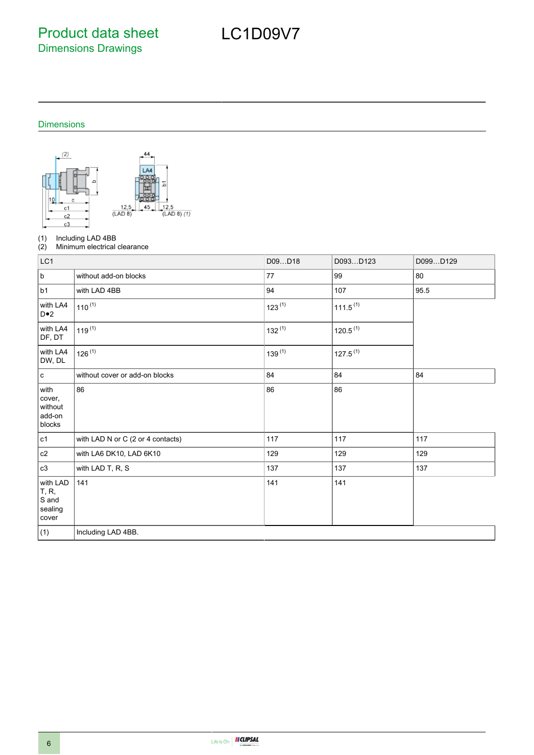# Product data sheet
## Dimensions Drawings

# LC1D09V7

### Dimensions

(1) Including LAD 4BB
(2) Minimum electrical clearance

| LC1 | | D09…D18 | D093…D123 | D099…D129 |
|---|---|---|---|---|
| b | without add-on blocks | 77 | 99 | 80 |
| b1 | with LAD 4BB | 94 | 107 | 95.5 |
| with LA4 D•2 | 110 (1) | 123 (1) | 111.5 (1) | |
| with LA4 DF, DT | 119 (1) | 132 (1) | 120.5 (1) | |
| with LA4 DW, DL | 126 (1) | 139 (1) | 127.5 (1) | |
| c | without cover or add-on blocks | 84 | 84 | 84 |
| with cover, without add-on blocks | 86 | 86 | 86 | |
| c1 | with LAD N or C (2 or 4 contacts) | 117 | 117 | 117 |
| c2 | with LA6 DK10, LAD 6K10 | 129 | 129 | 129 |
| c3 | with LAD T, R, S | 137 | 137 | 137 |
| with LAD T, R, S and sealing cover | 141 | 141 | 141 | |
| (1) | Including LAD 4BB. | | | |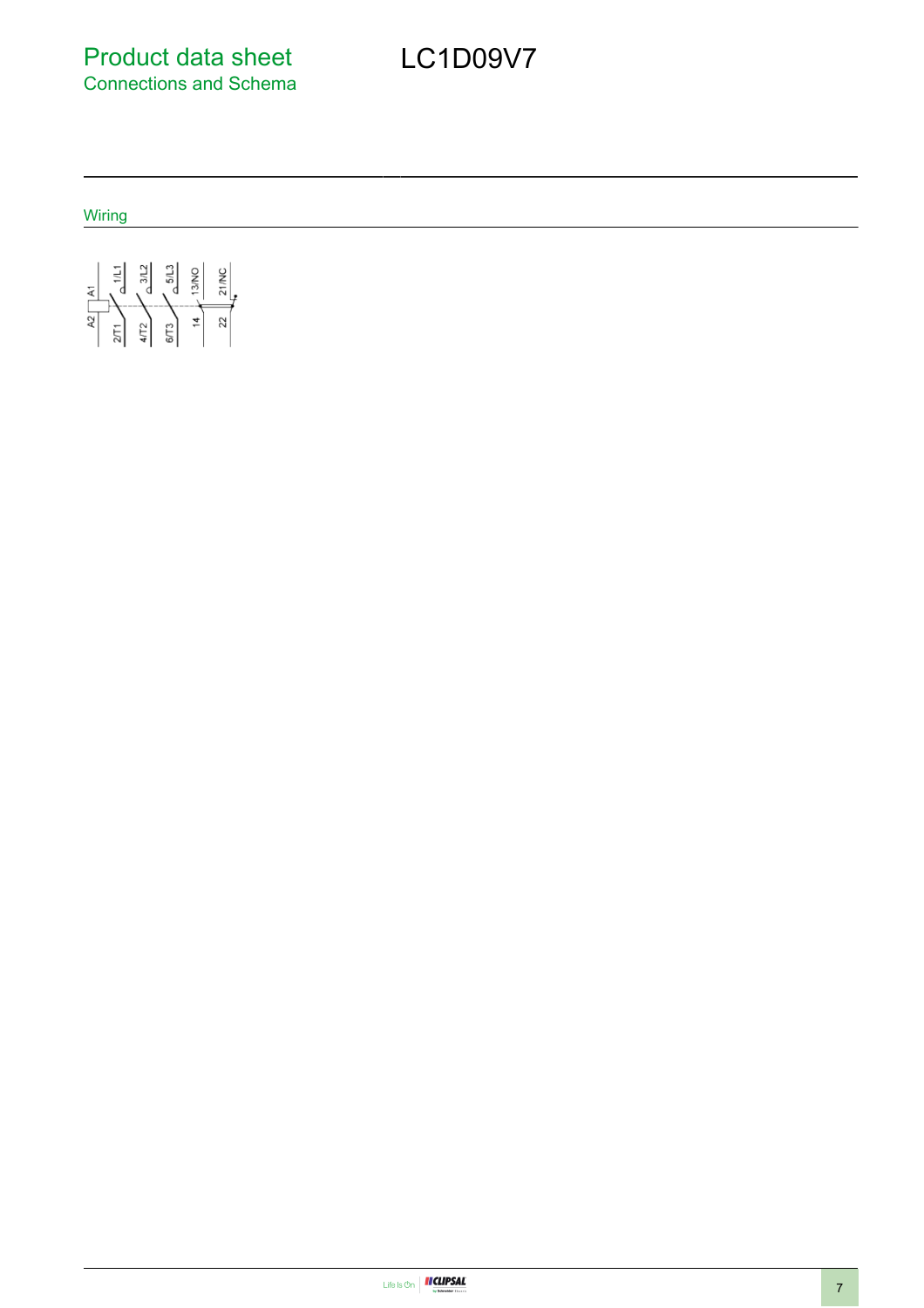Product data sheet
Connections and Schema

# LC1D09V7

## Wiring

A1 1/L1 3/L2 5/L3 13/NO 21/NC

A2 2/T1 4/T2 6/T3 14 22